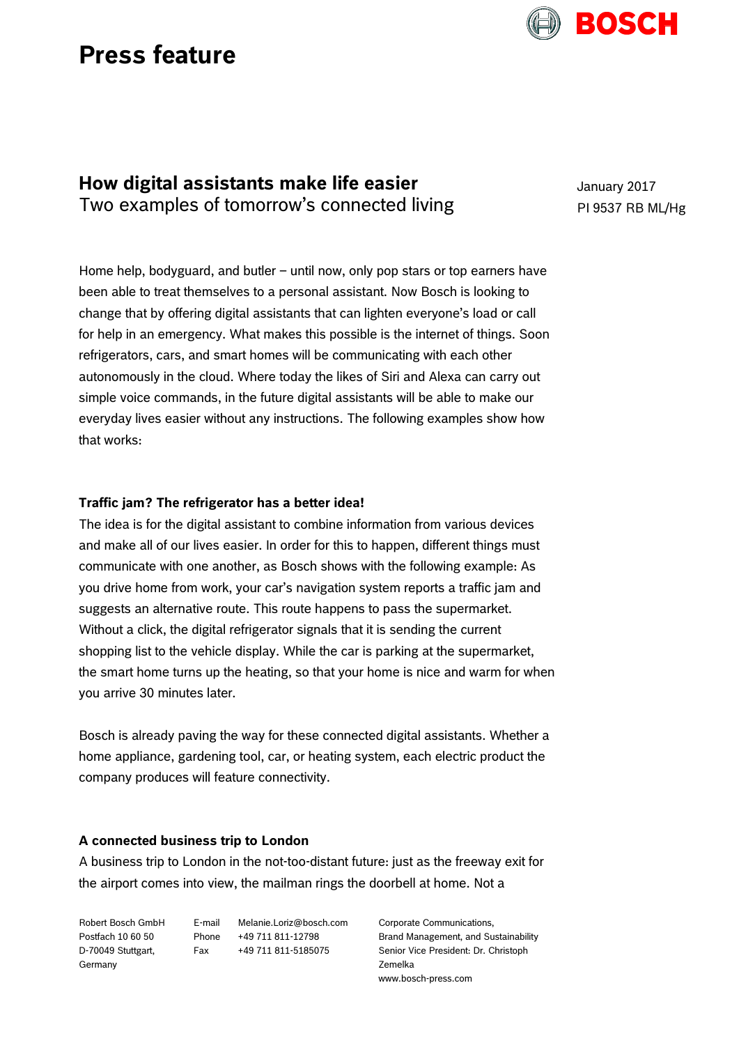# Press feature

## How digital assistants make life easier

Two examples of tomorrow's connected living

January 2017

PI 9537 RB ML/Hg

Home help, bodyguard, and butler – until now, only pop stars or top earners have been able to treat themselves to a personal assistant. Now Bosch is looking to change that by offering digital assistants that can lighten everyone's load or call for help in an emergency. What makes this possible is the internet of things. Soon refrigerators, cars, and smart homes will be communicating with each other autonomously in the cloud. Where today the likes of Siri and Alexa can carry out simple voice commands, in the future digital assistants will be able to make our everyday lives easier without any instructions. The following examples show how that works:

**Traffic jam? The refrigerator has a better idea!**

The idea is for the digital assistant to combine information from various devices and make all of our lives easier. In order for this to happen, different things must communicate with one another, as Bosch shows with the following example: As you drive home from work, your car's navigation system reports a traffic jam and suggests an alternative route. This route happens to pass the supermarket. Without a click, the digital refrigerator signals that it is sending the current shopping list to the vehicle display. While the car is parking at the supermarket, the smart home turns up the heating, so that your home is nice and warm for when you arrive 30 minutes later.

Bosch is already paving the way for these connected digital assistants. Whether a home appliance, gardening tool, car, or heating system, each electric product the company produces will feature connectivity.

**A connected business trip to London**

A business trip to London in the not-too-distant future: just as the freeway exit for the airport comes into view, the mailman rings the doorbell at home. Not a

Robert Bosch GmbH
Postfach 10 60 50
D-70049 Stuttgart,
Germany

E-mail Melanie.Loriz@bosch.com
Phone +49 711 811-12798
Fax +49 711 811-5185075

Corporate Communications,
Brand Management, and Sustainability
Senior Vice President: Dr. Christoph Zemelka
www.bosch-press.com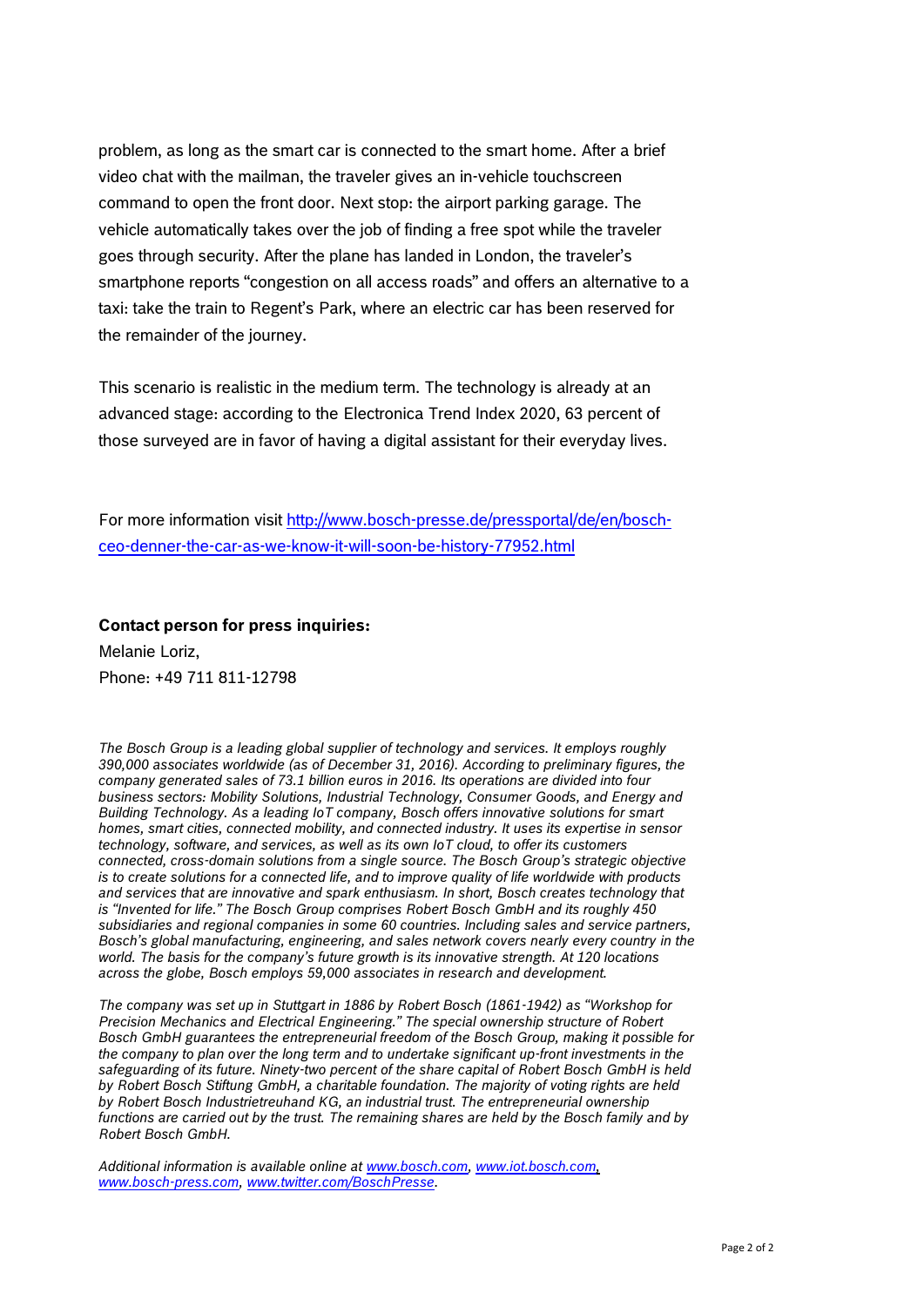problem, as long as the smart car is connected to the smart home. After a brief video chat with the mailman, the traveler gives an in-vehicle touchscreen command to open the front door. Next stop: the airport parking garage. The vehicle automatically takes over the job of finding a free spot while the traveler goes through security. After the plane has landed in London, the traveler's smartphone reports "congestion on all access roads" and offers an alternative to a taxi: take the train to Regent's Park, where an electric car has been reserved for the remainder of the journey.

This scenario is realistic in the medium term. The technology is already at an advanced stage: according to the Electronica Trend Index 2020, 63 percent of those surveyed are in favor of having a digital assistant for their everyday lives.

For more information visit [http://www.bosch-presse.de/pressportal/de/en/bosch-ceo-denner-the-car-as-we-know-it-will-soon-be-history-77952.html](http://www.bosch-presse.de/pressportal/de/en/bosch-ceo-denner-the-car-as-we-know-it-will-soon-be-history-77952.html)

**Contact person for press inquiries:**
Melanie Loriz,
Phone: +49 711 811-12798

*The Bosch Group is a leading global supplier of technology and services. It employs roughly 390,000 associates worldwide (as of December 31, 2016). According to preliminary figures, the company generated sales of 73.1 billion euros in 2016. Its operations are divided into four business sectors: Mobility Solutions, Industrial Technology, Consumer Goods, and Energy and Building Technology. As a leading IoT company, Bosch offers innovative solutions for smart homes, smart cities, connected mobility, and connected industry. It uses its expertise in sensor technology, software, and services, as well as its own IoT cloud, to offer its customers connected, cross-domain solutions from a single source. The Bosch Group's strategic objective is to create solutions for a connected life, and to improve quality of life worldwide with products and services that are innovative and spark enthusiasm. In short, Bosch creates technology that is "Invented for life." The Bosch Group comprises Robert Bosch GmbH and its roughly 450 subsidiaries and regional companies in some 60 countries. Including sales and service partners, Bosch's global manufacturing, engineering, and sales network covers nearly every country in the world. The basis for the company's future growth is its innovative strength. At 120 locations across the globe, Bosch employs 59,000 associates in research and development.*

*The company was set up in Stuttgart in 1886 by Robert Bosch (1861-1942) as "Workshop for Precision Mechanics and Electrical Engineering." The special ownership structure of Robert Bosch GmbH guarantees the entrepreneurial freedom of the Bosch Group, making it possible for the company to plan over the long term and to undertake significant up-front investments in the safeguarding of its future. Ninety-two percent of the share capital of Robert Bosch GmbH is held by Robert Bosch Stiftung GmbH, a charitable foundation. The majority of voting rights are held by Robert Bosch Industrietreuhand KG, an industrial trust. The entrepreneurial ownership functions are carried out by the trust. The remaining shares are held by the Bosch family and by Robert Bosch GmbH.*

*Additional information is available online at [www.bosch.com](http://www.bosch.com), [www.iot.bosch.com](http://www.iot.bosch.com), [www.bosch-press.com](http://www.bosch-press.com), [www.twitter.com/BoschPresse](http://www.twitter.com/BoschPresse).*